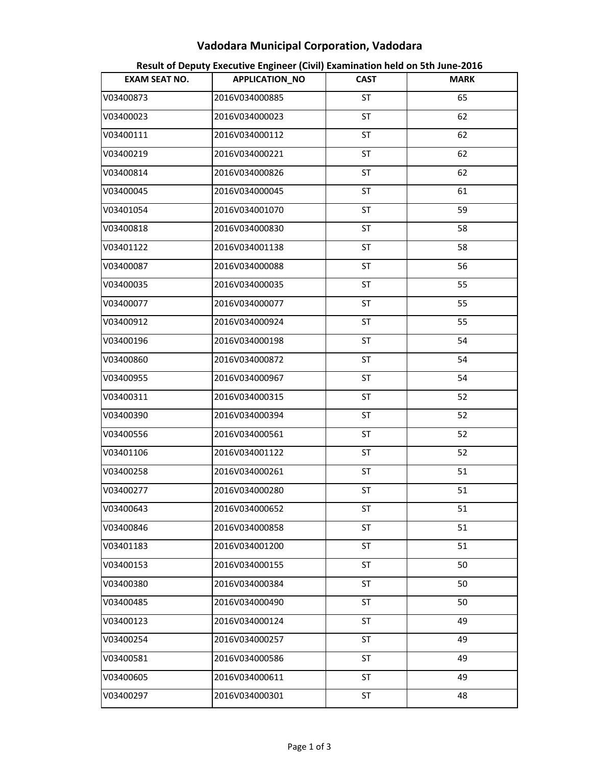# Vadodara Municipal Corporation, Vadodara

## Result of Deputy Executive Engineer (Civil) Examination held on 5th June-2016

| EXAM SEAT NO. | APPLICATION_NO | CAST | MARK |
|---|---|---|---|
| V03400873 | 2016V034000885 | ST | 65 |
| V03400023 | 2016V034000023 | ST | 62 |
| V03400111 | 2016V034000112 | ST | 62 |
| V03400219 | 2016V034000221 | ST | 62 |
| V03400814 | 2016V034000826 | ST | 62 |
| V03400045 | 2016V034000045 | ST | 61 |
| V03401054 | 2016V034001070 | ST | 59 |
| V03400818 | 2016V034000830 | ST | 58 |
| V03401122 | 2016V034001138 | ST | 58 |
| V03400087 | 2016V034000088 | ST | 56 |
| V03400035 | 2016V034000035 | ST | 55 |
| V03400077 | 2016V034000077 | ST | 55 |
| V03400912 | 2016V034000924 | ST | 55 |
| V03400196 | 2016V034000198 | ST | 54 |
| V03400860 | 2016V034000872 | ST | 54 |
| V03400955 | 2016V034000967 | ST | 54 |
| V03400311 | 2016V034000315 | ST | 52 |
| V03400390 | 2016V034000394 | ST | 52 |
| V03400556 | 2016V034000561 | ST | 52 |
| V03401106 | 2016V034001122 | ST | 52 |
| V03400258 | 2016V034000261 | ST | 51 |
| V03400277 | 2016V034000280 | ST | 51 |
| V03400643 | 2016V034000652 | ST | 51 |
| V03400846 | 2016V034000858 | ST | 51 |
| V03401183 | 2016V034001200 | ST | 51 |
| V03400153 | 2016V034000155 | ST | 50 |
| V03400380 | 2016V034000384 | ST | 50 |
| V03400485 | 2016V034000490 | ST | 50 |
| V03400123 | 2016V034000124 | ST | 49 |
| V03400254 | 2016V034000257 | ST | 49 |
| V03400581 | 2016V034000586 | ST | 49 |
| V03400605 | 2016V034000611 | ST | 49 |
| V03400297 | 2016V034000301 | ST | 48 |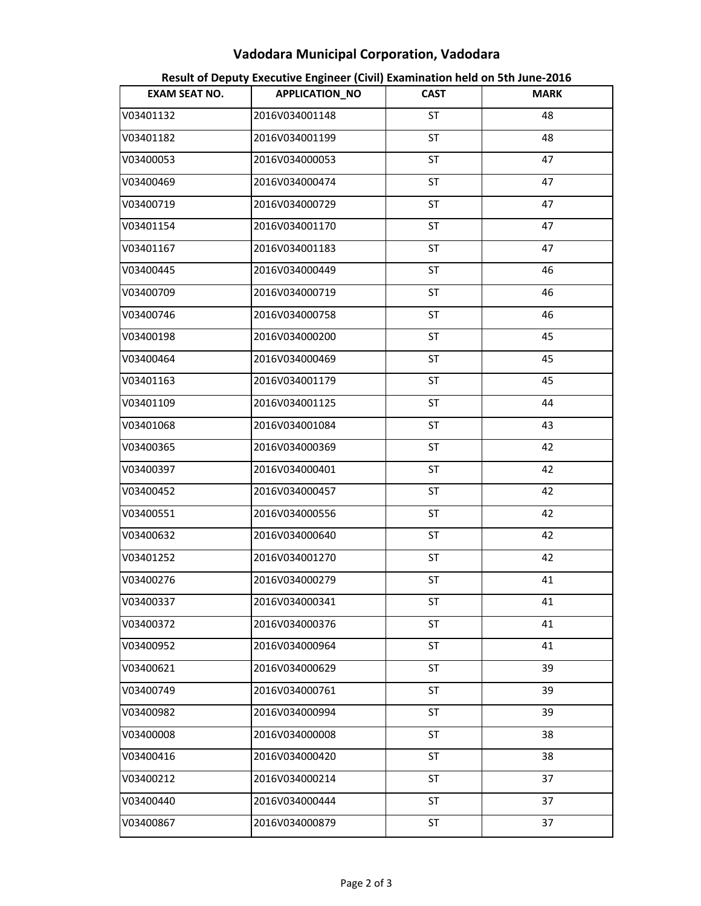# Vadodara Municipal Corporation, Vadodara

## Result of Deputy Executive Engineer (Civil) Examination held on 5th June-2016

| EXAM SEAT NO. | APPLICATION_NO | CAST | MARK |
|---|---|---|---|
| V03401132 | 2016V034001148 | ST | 48 |
| V03401182 | 2016V034001199 | ST | 48 |
| V03400053 | 2016V034000053 | ST | 47 |
| V03400469 | 2016V034000474 | ST | 47 |
| V03400719 | 2016V034000729 | ST | 47 |
| V03401154 | 2016V034001170 | ST | 47 |
| V03401167 | 2016V034001183 | ST | 47 |
| V03400445 | 2016V034000449 | ST | 46 |
| V03400709 | 2016V034000719 | ST | 46 |
| V03400746 | 2016V034000758 | ST | 46 |
| V03400198 | 2016V034000200 | ST | 45 |
| V03400464 | 2016V034000469 | ST | 45 |
| V03401163 | 2016V034001179 | ST | 45 |
| V03401109 | 2016V034001125 | ST | 44 |
| V03401068 | 2016V034001084 | ST | 43 |
| V03400365 | 2016V034000369 | ST | 42 |
| V03400397 | 2016V034000401 | ST | 42 |
| V03400452 | 2016V034000457 | ST | 42 |
| V03400551 | 2016V034000556 | ST | 42 |
| V03400632 | 2016V034000640 | ST | 42 |
| V03401252 | 2016V034001270 | ST | 42 |
| V03400276 | 2016V034000279 | ST | 41 |
| V03400337 | 2016V034000341 | ST | 41 |
| V03400372 | 2016V034000376 | ST | 41 |
| V03400952 | 2016V034000964 | ST | 41 |
| V03400621 | 2016V034000629 | ST | 39 |
| V03400749 | 2016V034000761 | ST | 39 |
| V03400982 | 2016V034000994 | ST | 39 |
| V03400008 | 2016V034000008 | ST | 38 |
| V03400416 | 2016V034000420 | ST | 38 |
| V03400212 | 2016V034000214 | ST | 37 |
| V03400440 | 2016V034000444 | ST | 37 |
| V03400867 | 2016V034000879 | ST | 37 |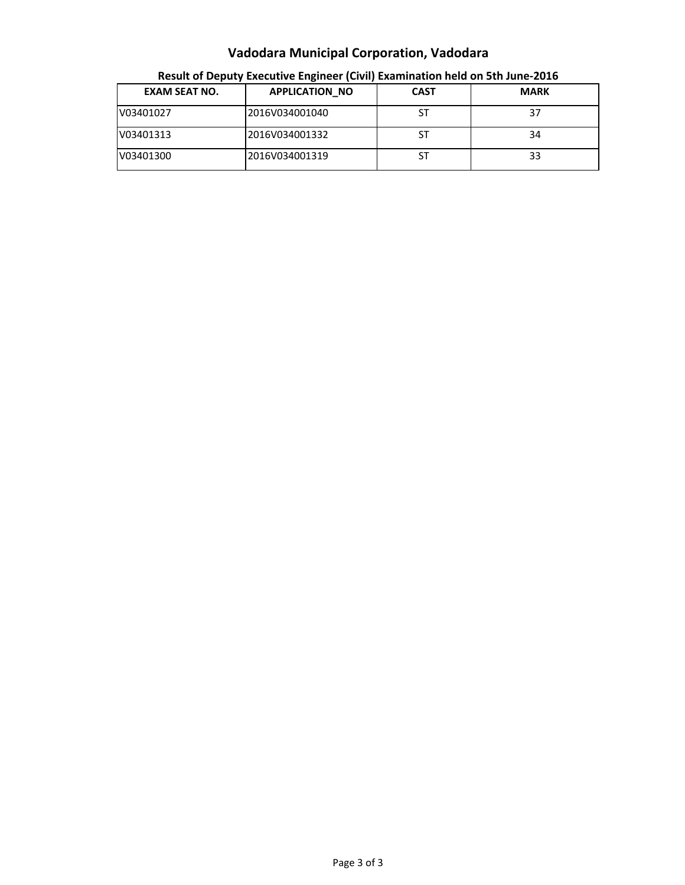# Vadodara Municipal Corporation, Vadodara

## Result of Deputy Executive Engineer (Civil) Examination held on 5th June-2016

| EXAM SEAT NO. | APPLICATION_NO | CAST | MARK |
|---|---|---|---|
| V03401027 | 2016V034001040 | ST | 37 |
| V03401313 | 2016V034001332 | ST | 34 |
| V03401300 | 2016V034001319 | ST | 33 |